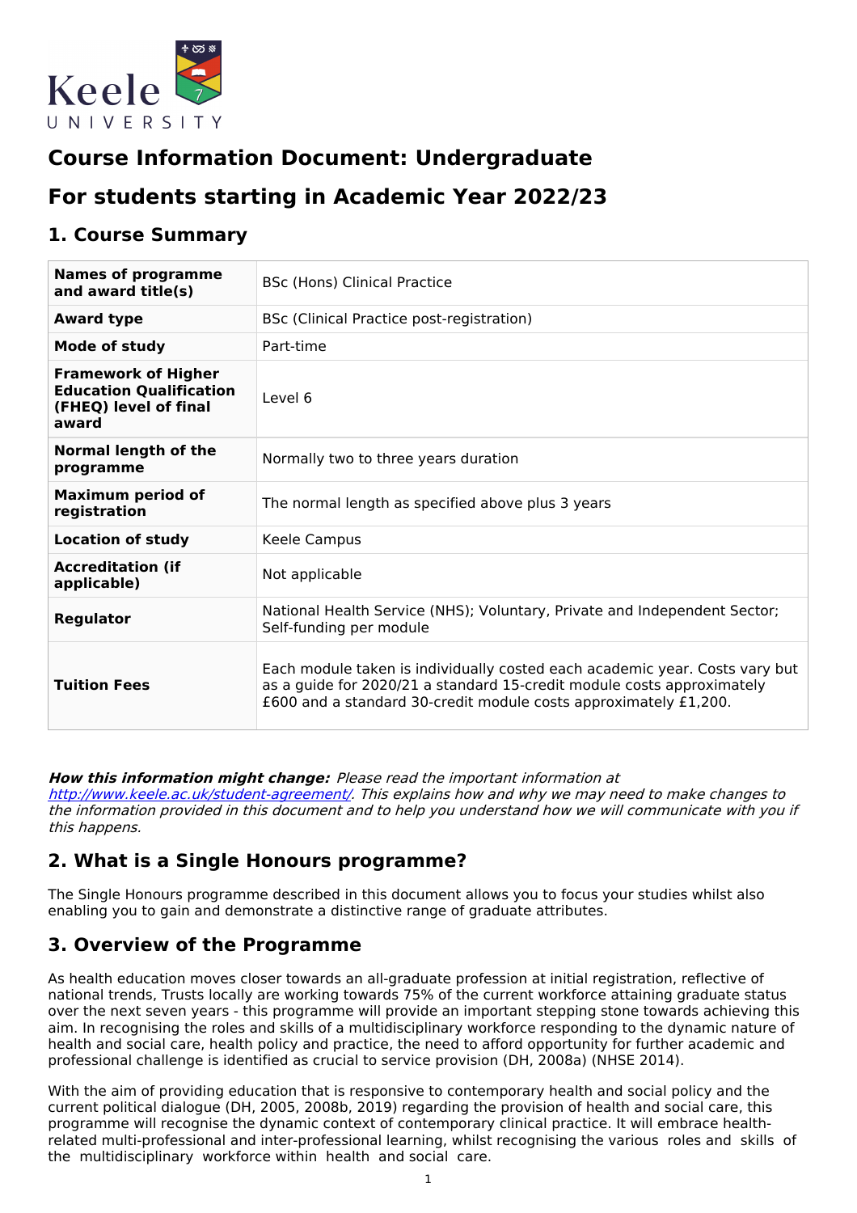# Course Information Document: Undergraduate

# For students starting in Academic Year 2022/23

## 1. Course Summary

| | |
|---|---|
| **Names of programme and award title(s)** | BSc (Hons) Clinical Practice |
| **Award type** | BSc (Clinical Practice post-registration) |
| **Mode of study** | Part-time |
| **Framework of Higher Education Qualification (FHEQ) level of final award** | Level 6 |
| **Normal length of the programme** | Normally two to three years duration |
| **Maximum period of registration** | The normal length as specified above plus 3 years |
| **Location of study** | Keele Campus |
| **Accreditation (if applicable)** | Not applicable |
| **Regulator** | National Health Service (NHS); Voluntary, Private and Independent Sector; Self-funding per module |
| **Tuition Fees** | Each module taken is individually costed each academic year. Costs vary but as a guide for 2020/21 a standard 15-credit module costs approximately £600 and a standard 30-credit module costs approximately £1,200. |

***How this information might change:*** *Please read the important information at [http://www.keele.ac.uk/student-agreement/](http://www.keele.ac.uk/student-agreement/). This explains how and why we may need to make changes to the information provided in this document and to help you understand how we will communicate with you if this happens.*

## 2. What is a Single Honours programme?

The Single Honours programme described in this document allows you to focus your studies whilst also enabling you to gain and demonstrate a distinctive range of graduate attributes.

## 3. Overview of the Programme

As health education moves closer towards an all-graduate profession at initial registration, reflective of national trends, Trusts locally are working towards 75% of the current workforce attaining graduate status over the next seven years - this programme will provide an important stepping stone towards achieving this aim. In recognising the roles and skills of a multidisciplinary workforce responding to the dynamic nature of health and social care, health policy and practice, the need to afford opportunity for further academic and professional challenge is identified as crucial to service provision (DH, 2008a) (NHSE 2014).

With the aim of providing education that is responsive to contemporary health and social policy and the current political dialogue (DH, 2005, 2008b, 2019) regarding the provision of health and social care, this programme will recognise the dynamic context of contemporary clinical practice. It will embrace health-related multi-professional and inter-professional learning, whilst recognising the various roles and skills of the multidisciplinary workforce within health and social care.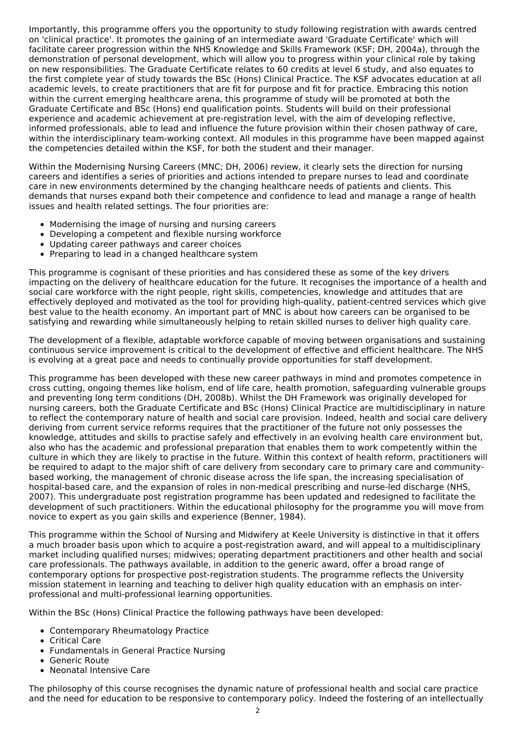Importantly, this programme offers you the opportunity to study following registration with awards centred on 'clinical practice'. It promotes the gaining of an intermediate award 'Graduate Certificate' which will facilitate career progression within the NHS Knowledge and Skills Framework (KSF; DH, 2004a), through the demonstration of personal development, which will allow you to progress within your clinical role by taking on new responsibilities. The Graduate Certificate relates to 60 credits at level 6 study, and also equates to the first complete year of study towards the BSc (Hons) Clinical Practice. The KSF advocates education at all academic levels, to create practitioners that are fit for purpose and fit for practice. Embracing this notion within the current emerging healthcare arena, this programme of study will be promoted at both the Graduate Certificate and BSc (Hons) end qualification points. Students will build on their professional experience and academic achievement at pre-registration level, with the aim of developing reflective, informed professionals, able to lead and influence the future provision within their chosen pathway of care, within the interdisciplinary team-working context. All modules in this programme have been mapped against the competencies detailed within the KSF, for both the student and their manager.

Within the Modernising Nursing Careers (MNC; DH, 2006) review, it clearly sets the direction for nursing careers and identifies a series of priorities and actions intended to prepare nurses to lead and coordinate care in new environments determined by the changing healthcare needs of patients and clients. This demands that nurses expand both their competence and confidence to lead and manage a range of health issues and health related settings. The four priorities are:

- Modernising the image of nursing and nursing careers
- Developing a competent and flexible nursing workforce
- Updating career pathways and career choices
- Preparing to lead in a changed healthcare system

This programme is cognisant of these priorities and has considered these as some of the key drivers impacting on the delivery of healthcare education for the future. It recognises the importance of a health and social care workforce with the right people, right skills, competencies, knowledge and attitudes that are effectively deployed and motivated as the tool for providing high-quality, patient-centred services which give best value to the health economy. An important part of MNC is about how careers can be organised to be satisfying and rewarding while simultaneously helping to retain skilled nurses to deliver high quality care.

The development of a flexible, adaptable workforce capable of moving between organisations and sustaining continuous service improvement is critical to the development of effective and efficient healthcare. The NHS is evolving at a great pace and needs to continually provide opportunities for staff development.

This programme has been developed with these new career pathways in mind and promotes competence in cross cutting, ongoing themes like holism, end of life care, health promotion, safeguarding vulnerable groups and preventing long term conditions (DH, 2008b). Whilst the DH Framework was originally developed for nursing careers, both the Graduate Certificate and BSc (Hons) Clinical Practice are multidisciplinary in nature to reflect the contemporary nature of health and social care provision. Indeed, health and social care delivery deriving from current service reforms requires that the practitioner of the future not only possesses the knowledge, attitudes and skills to practise safely and effectively in an evolving health care environment but, also who has the academic and professional preparation that enables them to work competently within the culture in which they are likely to practise in the future. Within this context of health reform, practitioners will be required to adapt to the major shift of care delivery from secondary care to primary care and community-based working, the management of chronic disease across the life span, the increasing specialisation of hospital-based care, and the expansion of roles in non-medical prescribing and nurse-led discharge (NHS, 2007). This undergraduate post registration programme has been updated and redesigned to facilitate the development of such practitioners. Within the educational philosophy for the programme you will move from novice to expert as you gain skills and experience (Benner, 1984).

This programme within the School of Nursing and Midwifery at Keele University is distinctive in that it offers a much broader basis upon which to acquire a post-registration award, and will appeal to a multidisciplinary market including qualified nurses; midwives; operating department practitioners and other health and social care professionals. The pathways available, in addition to the generic award, offer a broad range of contemporary options for prospective post-registration students. The programme reflects the University mission statement in learning and teaching to deliver high quality education with an emphasis on inter-professional and multi-professional learning opportunities.

Within the BSc (Hons) Clinical Practice the following pathways have been developed:

- Contemporary Rheumatology Practice
- Critical Care
- Fundamentals in General Practice Nursing
- Generic Route
- Neonatal Intensive Care

The philosophy of this course recognises the dynamic nature of professional health and social care practice and the need for education to be responsive to contemporary policy. Indeed the fostering of an intellectually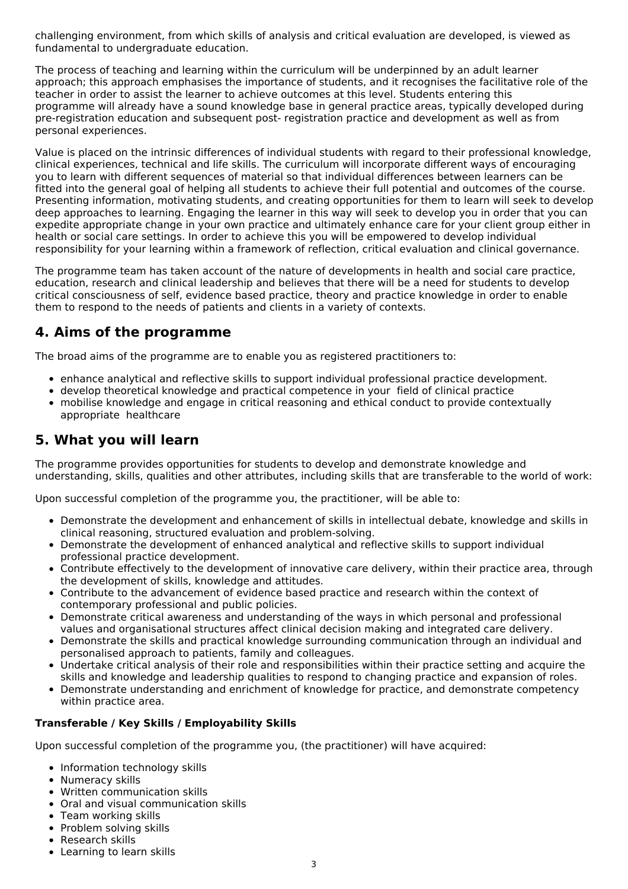challenging environment, from which skills of analysis and critical evaluation are developed, is viewed as fundamental to undergraduate education.

The process of teaching and learning within the curriculum will be underpinned by an adult learner approach; this approach emphasises the importance of students, and it recognises the facilitative role of the teacher in order to assist the learner to achieve outcomes at this level. Students entering this programme will already have a sound knowledge base in general practice areas, typically developed during pre-registration education and subsequent post- registration practice and development as well as from personal experiences.

Value is placed on the intrinsic differences of individual students with regard to their professional knowledge, clinical experiences, technical and life skills. The curriculum will incorporate different ways of encouraging you to learn with different sequences of material so that individual differences between learners can be fitted into the general goal of helping all students to achieve their full potential and outcomes of the course. Presenting information, motivating students, and creating opportunities for them to learn will seek to develop deep approaches to learning. Engaging the learner in this way will seek to develop you in order that you can expedite appropriate change in your own practice and ultimately enhance care for your client group either in health or social care settings. In order to achieve this you will be empowered to develop individual responsibility for your learning within a framework of reflection, critical evaluation and clinical governance.

The programme team has taken account of the nature of developments in health and social care practice, education, research and clinical leadership and believes that there will be a need for students to develop critical consciousness of self, evidence based practice, theory and practice knowledge in order to enable them to respond to the needs of patients and clients in a variety of contexts.

## 4. Aims of the programme

The broad aims of the programme are to enable you as registered practitioners to:

- enhance analytical and reflective skills to support individual professional practice development.
- develop theoretical knowledge and practical competence in your field of clinical practice
- mobilise knowledge and engage in critical reasoning and ethical conduct to provide contextually appropriate healthcare

## 5. What you will learn

The programme provides opportunities for students to develop and demonstrate knowledge and understanding, skills, qualities and other attributes, including skills that are transferable to the world of work:

Upon successful completion of the programme you, the practitioner, will be able to:

- Demonstrate the development and enhancement of skills in intellectual debate, knowledge and skills in clinical reasoning, structured evaluation and problem-solving.
- Demonstrate the development of enhanced analytical and reflective skills to support individual professional practice development.
- Contribute effectively to the development of innovative care delivery, within their practice area, through the development of skills, knowledge and attitudes.
- Contribute to the advancement of evidence based practice and research within the context of contemporary professional and public policies.
- Demonstrate critical awareness and understanding of the ways in which personal and professional values and organisational structures affect clinical decision making and integrated care delivery.
- Demonstrate the skills and practical knowledge surrounding communication through an individual and personalised approach to patients, family and colleagues.
- Undertake critical analysis of their role and responsibilities within their practice setting and acquire the skills and knowledge and leadership qualities to respond to changing practice and expansion of roles.
- Demonstrate understanding and enrichment of knowledge for practice, and demonstrate competency within practice area.

### Transferable / Key Skills / Employability Skills

Upon successful completion of the programme you, (the practitioner) will have acquired:

- Information technology skills
- Numeracy skills
- Written communication skills
- Oral and visual communication skills
- Team working skills
- Problem solving skills
- Research skills
- Learning to learn skills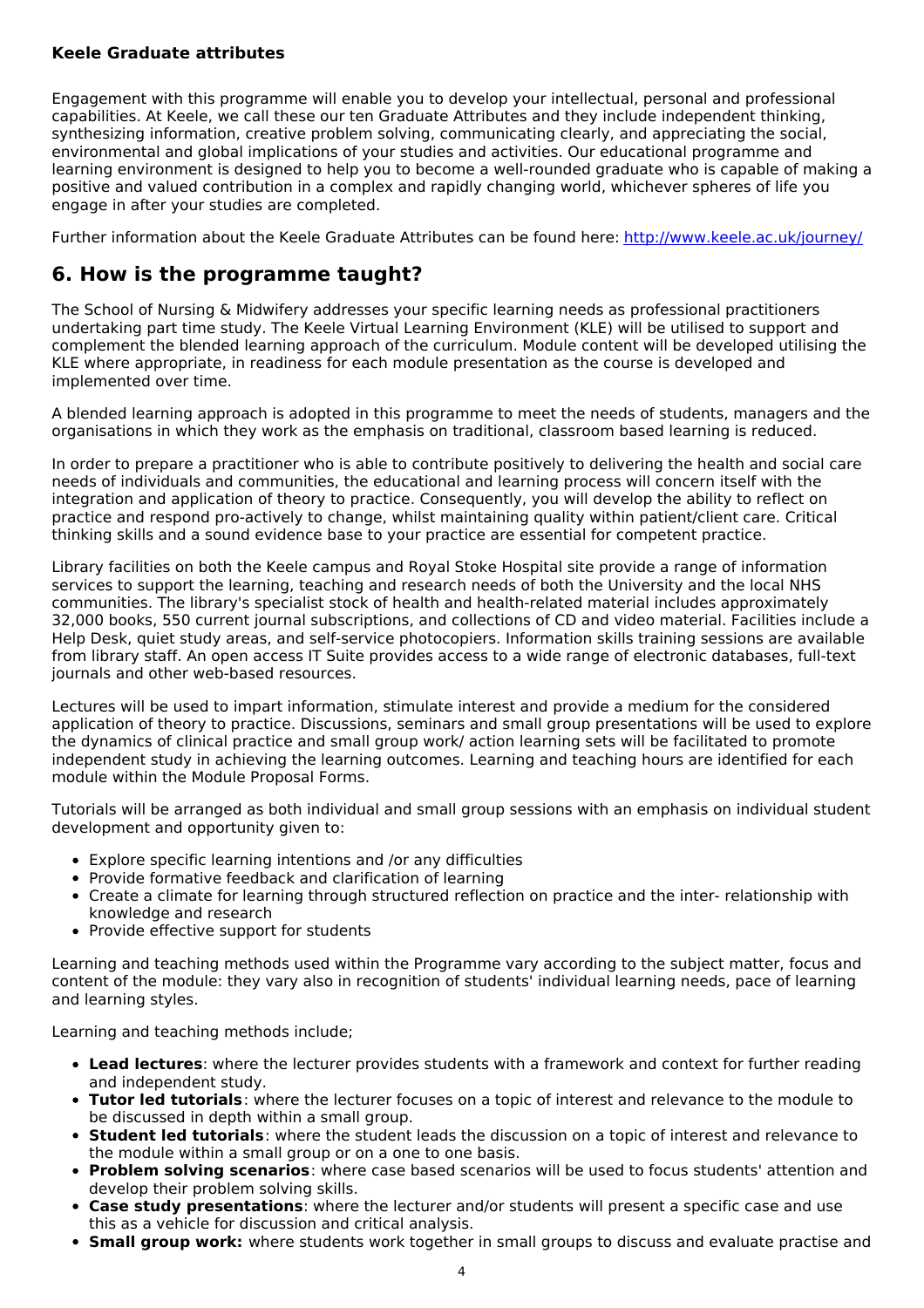**Keele Graduate attributes**

Engagement with this programme will enable you to develop your intellectual, personal and professional capabilities. At Keele, we call these our ten Graduate Attributes and they include independent thinking, synthesizing information, creative problem solving, communicating clearly, and appreciating the social, environmental and global implications of your studies and activities. Our educational programme and learning environment is designed to help you to become a well-rounded graduate who is capable of making a positive and valued contribution in a complex and rapidly changing world, whichever spheres of life you engage in after your studies are completed.

Further information about the Keele Graduate Attributes can be found here: [http://www.keele.ac.uk/journey/](http://www.keele.ac.uk/journey/)

## 6. How is the programme taught?

The School of Nursing & Midwifery addresses your specific learning needs as professional practitioners undertaking part time study. The Keele Virtual Learning Environment (KLE) will be utilised to support and complement the blended learning approach of the curriculum. Module content will be developed utilising the KLE where appropriate, in readiness for each module presentation as the course is developed and implemented over time.

A blended learning approach is adopted in this programme to meet the needs of students, managers and the organisations in which they work as the emphasis on traditional, classroom based learning is reduced.

In order to prepare a practitioner who is able to contribute positively to delivering the health and social care needs of individuals and communities, the educational and learning process will concern itself with the integration and application of theory to practice. Consequently, you will develop the ability to reflect on practice and respond pro-actively to change, whilst maintaining quality within patient/client care. Critical thinking skills and a sound evidence base to your practice are essential for competent practice.

Library facilities on both the Keele campus and Royal Stoke Hospital site provide a range of information services to support the learning, teaching and research needs of both the University and the local NHS communities. The library's specialist stock of health and health-related material includes approximately 32,000 books, 550 current journal subscriptions, and collections of CD and video material. Facilities include a Help Desk, quiet study areas, and self-service photocopiers. Information skills training sessions are available from library staff. An open access IT Suite provides access to a wide range of electronic databases, full-text journals and other web-based resources.

Lectures will be used to impart information, stimulate interest and provide a medium for the considered application of theory to practice. Discussions, seminars and small group presentations will be used to explore the dynamics of clinical practice and small group work/ action learning sets will be facilitated to promote independent study in achieving the learning outcomes. Learning and teaching hours are identified for each module within the Module Proposal Forms.

Tutorials will be arranged as both individual and small group sessions with an emphasis on individual student development and opportunity given to:

- Explore specific learning intentions and /or any difficulties
- Provide formative feedback and clarification of learning
- Create a climate for learning through structured reflection on practice and the inter- relationship with knowledge and research
- Provide effective support for students

Learning and teaching methods used within the Programme vary according to the subject matter, focus and content of the module: they vary also in recognition of students' individual learning needs, pace of learning and learning styles.

Learning and teaching methods include;

- **Lead lectures**: where the lecturer provides students with a framework and context for further reading and independent study.
- **Tutor led tutorials**: where the lecturer focuses on a topic of interest and relevance to the module to be discussed in depth within a small group.
- **Student led tutorials**: where the student leads the discussion on a topic of interest and relevance to the module within a small group or on a one to one basis.
- **Problem solving scenarios**: where case based scenarios will be used to focus students' attention and develop their problem solving skills.
- **Case study presentations**: where the lecturer and/or students will present a specific case and use this as a vehicle for discussion and critical analysis.
- **Small group work:** where students work together in small groups to discuss and evaluate practise and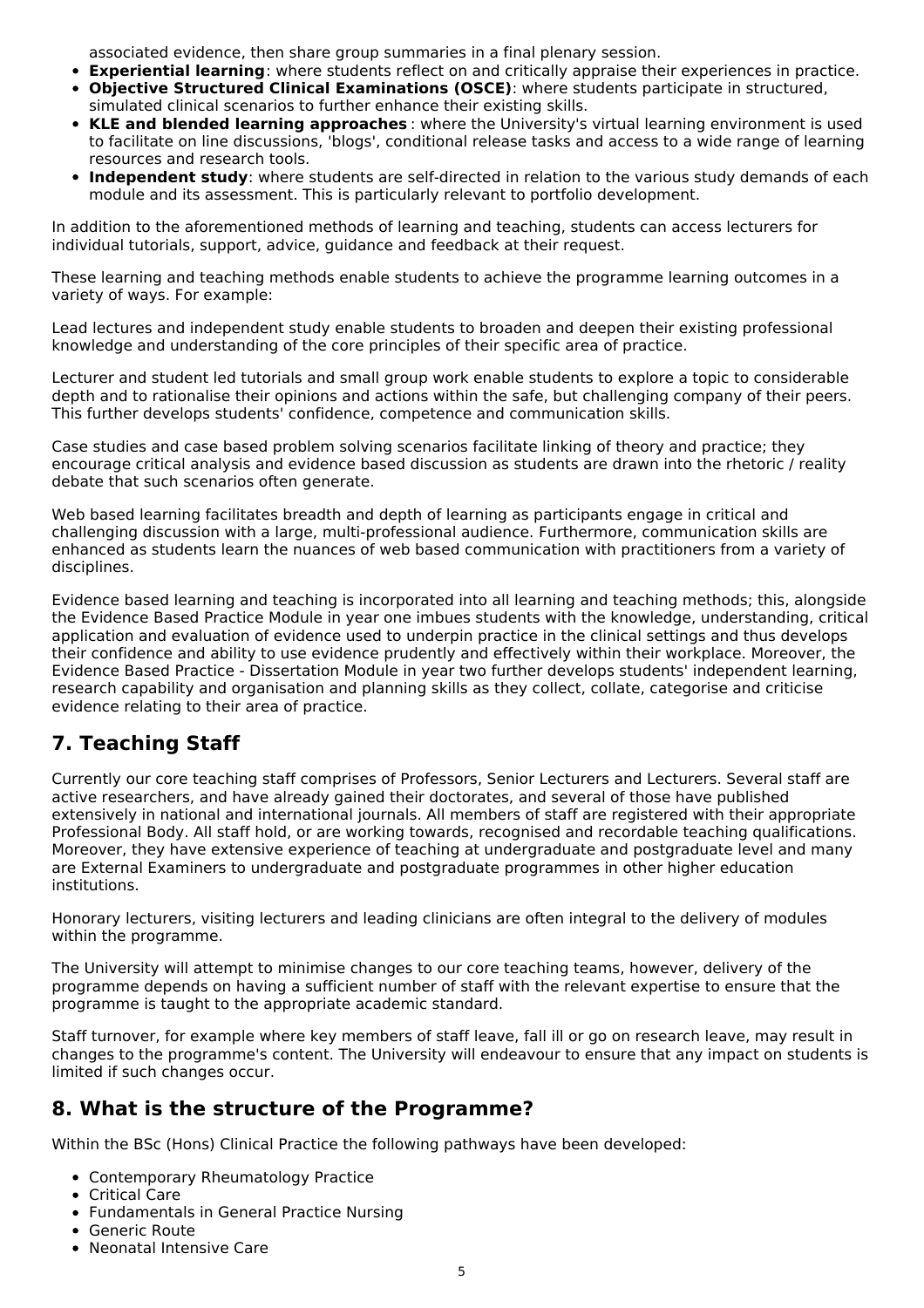associated evidence, then share group summaries in a final plenary session.

- **Experiential learning**: where students reflect on and critically appraise their experiences in practice.
- **Objective Structured Clinical Examinations (OSCE)**: where students participate in structured, simulated clinical scenarios to further enhance their existing skills.
- **KLE and blended learning approaches** : where the University's virtual learning environment is used to facilitate on line discussions, 'blogs', conditional release tasks and access to a wide range of learning resources and research tools.
- **Independent study**: where students are self-directed in relation to the various study demands of each module and its assessment. This is particularly relevant to portfolio development.

In addition to the aforementioned methods of learning and teaching, students can access lecturers for individual tutorials, support, advice, guidance and feedback at their request.

These learning and teaching methods enable students to achieve the programme learning outcomes in a variety of ways. For example:

Lead lectures and independent study enable students to broaden and deepen their existing professional knowledge and understanding of the core principles of their specific area of practice.

Lecturer and student led tutorials and small group work enable students to explore a topic to considerable depth and to rationalise their opinions and actions within the safe, but challenging company of their peers. This further develops students' confidence, competence and communication skills.

Case studies and case based problem solving scenarios facilitate linking of theory and practice; they encourage critical analysis and evidence based discussion as students are drawn into the rhetoric / reality debate that such scenarios often generate.

Web based learning facilitates breadth and depth of learning as participants engage in critical and challenging discussion with a large, multi-professional audience. Furthermore, communication skills are enhanced as students learn the nuances of web based communication with practitioners from a variety of disciplines.

Evidence based learning and teaching is incorporated into all learning and teaching methods; this, alongside the Evidence Based Practice Module in year one imbues students with the knowledge, understanding, critical application and evaluation of evidence used to underpin practice in the clinical settings and thus develops their confidence and ability to use evidence prudently and effectively within their workplace. Moreover, the Evidence Based Practice - Dissertation Module in year two further develops students' independent learning, research capability and organisation and planning skills as they collect, collate, categorise and criticise evidence relating to their area of practice.

## 7. Teaching Staff

Currently our core teaching staff comprises of Professors, Senior Lecturers and Lecturers. Several staff are active researchers, and have already gained their doctorates, and several of those have published extensively in national and international journals. All members of staff are registered with their appropriate Professional Body. All staff hold, or are working towards, recognised and recordable teaching qualifications. Moreover, they have extensive experience of teaching at undergraduate and postgraduate level and many are External Examiners to undergraduate and postgraduate programmes in other higher education institutions.

Honorary lecturers, visiting lecturers and leading clinicians are often integral to the delivery of modules within the programme.

The University will attempt to minimise changes to our core teaching teams, however, delivery of the programme depends on having a sufficient number of staff with the relevant expertise to ensure that the programme is taught to the appropriate academic standard.

Staff turnover, for example where key members of staff leave, fall ill or go on research leave, may result in changes to the programme's content. The University will endeavour to ensure that any impact on students is limited if such changes occur.

## 8. What is the structure of the Programme?

Within the BSc (Hons) Clinical Practice the following pathways have been developed:

- Contemporary Rheumatology Practice
- Critical Care
- Fundamentals in General Practice Nursing
- Generic Route
- Neonatal Intensive Care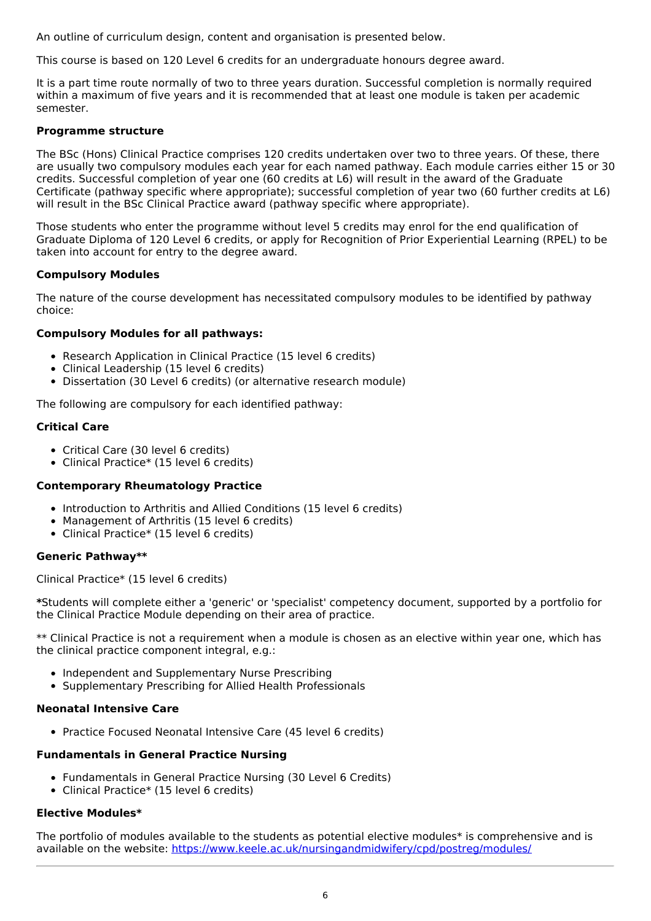An outline of curriculum design, content and organisation is presented below.

This course is based on 120 Level 6 credits for an undergraduate honours degree award.

It is a part time route normally of two to three years duration. Successful completion is normally required within a maximum of five years and it is recommended that at least one module is taken per academic semester.

**Programme structure**

The BSc (Hons) Clinical Practice comprises 120 credits undertaken over two to three years. Of these, there are usually two compulsory modules each year for each named pathway. Each module carries either 15 or 30 credits. Successful completion of year one (60 credits at L6) will result in the award of the Graduate Certificate (pathway specific where appropriate); successful completion of year two (60 further credits at L6) will result in the BSc Clinical Practice award (pathway specific where appropriate).

Those students who enter the programme without level 5 credits may enrol for the end qualification of Graduate Diploma of 120 Level 6 credits, or apply for Recognition of Prior Experiential Learning (RPEL) to be taken into account for entry to the degree award.

**Compulsory Modules**

The nature of the course development has necessitated compulsory modules to be identified by pathway choice:

**Compulsory Modules for all pathways:**

- Research Application in Clinical Practice (15 level 6 credits)
- Clinical Leadership (15 level 6 credits)
- Dissertation (30 Level 6 credits) (or alternative research module)

The following are compulsory for each identified pathway:

**Critical Care**

- Critical Care (30 level 6 credits)
- Clinical Practice* (15 level 6 credits)

**Contemporary Rheumatology Practice**

- Introduction to Arthritis and Allied Conditions (15 level 6 credits)
- Management of Arthritis (15 level 6 credits)
- Clinical Practice* (15 level 6 credits)

**Generic Pathway****

Clinical Practice* (15 level 6 credits)

***Students will complete either a 'generic' or 'specialist' competency document, supported by a portfolio for the Clinical Practice Module depending on their area of practice.

** Clinical Practice is not a requirement when a module is chosen as an elective within year one, which has the clinical practice component integral, e.g.:

- Independent and Supplementary Nurse Prescribing
- Supplementary Prescribing for Allied Health Professionals

**Neonatal Intensive Care**

- Practice Focused Neonatal Intensive Care (45 level 6 credits)

**Fundamentals in General Practice Nursing**

- Fundamentals in General Practice Nursing (30 Level 6 Credits)
- Clinical Practice* (15 level 6 credits)

**Elective Modules***

The portfolio of modules available to the students as potential elective modules* is comprehensive and is available on the website: [https://www.keele.ac.uk/nursingandmidwifery/cpd/postreg/modules/](https://www.keele.ac.uk/nursingandmidwifery/cpd/postreg/modules/)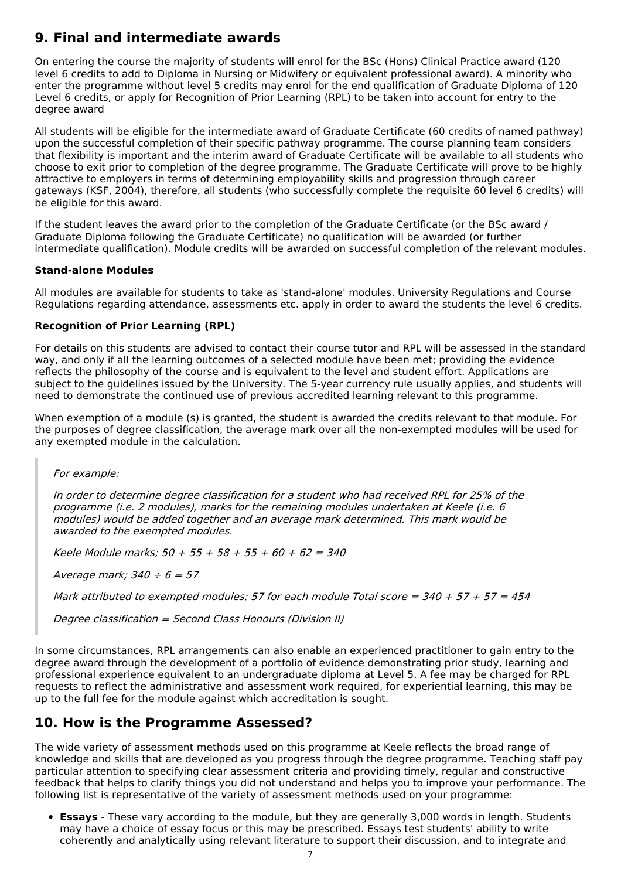## 9. Final and intermediate awards

On entering the course the majority of students will enrol for the BSc (Hons) Clinical Practice award (120 level 6 credits to add to Diploma in Nursing or Midwifery or equivalent professional award). A minority who enter the programme without level 5 credits may enrol for the end qualification of Graduate Diploma of 120 Level 6 credits, or apply for Recognition of Prior Learning (RPL) to be taken into account for entry to the degree award

All students will be eligible for the intermediate award of Graduate Certificate (60 credits of named pathway) upon the successful completion of their specific pathway programme. The course planning team considers that flexibility is important and the interim award of Graduate Certificate will be available to all students who choose to exit prior to completion of the degree programme. The Graduate Certificate will prove to be highly attractive to employers in terms of determining employability skills and progression through career gateways (KSF, 2004), therefore, all students (who successfully complete the requisite 60 level 6 credits) will be eligible for this award.

If the student leaves the award prior to the completion of the Graduate Certificate (or the BSc award / Graduate Diploma following the Graduate Certificate) no qualification will be awarded (or further intermediate qualification). Module credits will be awarded on successful completion of the relevant modules.

**Stand-alone Modules**

All modules are available for students to take as 'stand-alone' modules. University Regulations and Course Regulations regarding attendance, assessments etc. apply in order to award the students the level 6 credits.

**Recognition of Prior Learning (RPL)**

For details on this students are advised to contact their course tutor and RPL will be assessed in the standard way, and only if all the learning outcomes of a selected module have been met; providing the evidence reflects the philosophy of the course and is equivalent to the level and student effort. Applications are subject to the guidelines issued by the University. The 5-year currency rule usually applies, and students will need to demonstrate the continued use of previous accredited learning relevant to this programme.

When exemption of a module (s) is granted, the student is awarded the credits relevant to that module. For the purposes of degree classification, the average mark over all the non-exempted modules will be used for any exempted module in the calculation.

> *For example:*
>
> *In order to determine degree classification for a student who had received RPL for 25% of the programme (i.e. 2 modules), marks for the remaining modules undertaken at Keele (i.e. 6 modules) would be added together and an average mark determined. This mark would be awarded to the exempted modules.*
>
> *Keele Module marks; 50 + 55 + 58 + 55 + 60 + 62 = 340*
>
> *Average mark; 340 ÷ 6 = 57*
>
> *Mark attributed to exempted modules; 57 for each module Total score = 340 + 57 + 57 = 454*
>
> *Degree classification = Second Class Honours (Division II)*

In some circumstances, RPL arrangements can also enable an experienced practitioner to gain entry to the degree award through the development of a portfolio of evidence demonstrating prior study, learning and professional experience equivalent to an undergraduate diploma at Level 5. A fee may be charged for RPL requests to reflect the administrative and assessment work required, for experiential learning, this may be up to the full fee for the module against which accreditation is sought.

## 10. How is the Programme Assessed?

The wide variety of assessment methods used on this programme at Keele reflects the broad range of knowledge and skills that are developed as you progress through the degree programme. Teaching staff pay particular attention to specifying clear assessment criteria and providing timely, regular and constructive feedback that helps to clarify things you did not understand and helps you to improve your performance. The following list is representative of the variety of assessment methods used on your programme:

- **Essays** - These vary according to the module, but they are generally 3,000 words in length. Students may have a choice of essay focus or this may be prescribed. Essays test students' ability to write coherently and analytically using relevant literature to support their discussion, and to integrate and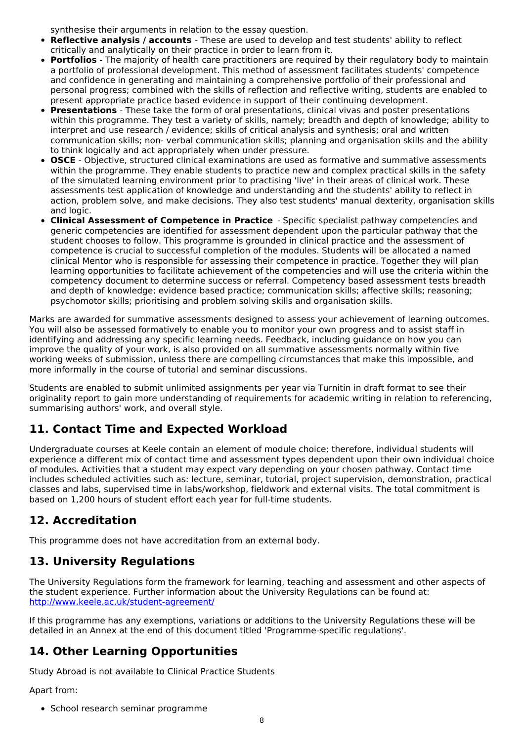synthesise their arguments in relation to the essay question.

- **Reflective analysis / accounts** - These are used to develop and test students' ability to reflect critically and analytically on their practice in order to learn from it.
- **Portfolios** - The majority of health care practitioners are required by their regulatory body to maintain a portfolio of professional development. This method of assessment facilitates students' competence and confidence in generating and maintaining a comprehensive portfolio of their professional and personal progress; combined with the skills of reflection and reflective writing, students are enabled to present appropriate practice based evidence in support of their continuing development.
- **Presentations** - These take the form of oral presentations, clinical vivas and poster presentations within this programme. They test a variety of skills, namely; breadth and depth of knowledge; ability to interpret and use research / evidence; skills of critical analysis and synthesis; oral and written communication skills; non- verbal communication skills; planning and organisation skills and the ability to think logically and act appropriately when under pressure.
- **OSCE** - Objective, structured clinical examinations are used as formative and summative assessments within the programme. They enable students to practice new and complex practical skills in the safety of the simulated learning environment prior to practising 'live' in their areas of clinical work. These assessments test application of knowledge and understanding and the students' ability to reflect in action, problem solve, and make decisions. They also test students' manual dexterity, organisation skills and logic.
- **Clinical Assessment of Competence in Practice** - Specific specialist pathway competencies and generic competencies are identified for assessment dependent upon the particular pathway that the student chooses to follow. This programme is grounded in clinical practice and the assessment of competence is crucial to successful completion of the modules. Students will be allocated a named clinical Mentor who is responsible for assessing their competence in practice. Together they will plan learning opportunities to facilitate achievement of the competencies and will use the criteria within the competency document to determine success or referral. Competency based assessment tests breadth and depth of knowledge; evidence based practice; communication skills; affective skills; reasoning; psychomotor skills; prioritising and problem solving skills and organisation skills.

Marks are awarded for summative assessments designed to assess your achievement of learning outcomes. You will also be assessed formatively to enable you to monitor your own progress and to assist staff in identifying and addressing any specific learning needs. Feedback, including guidance on how you can improve the quality of your work, is also provided on all summative assessments normally within five working weeks of submission, unless there are compelling circumstances that make this impossible, and more informally in the course of tutorial and seminar discussions.

Students are enabled to submit unlimited assignments per year via Turnitin in draft format to see their originality report to gain more understanding of requirements for academic writing in relation to referencing, summarising authors' work, and overall style.

## 11. Contact Time and Expected Workload

Undergraduate courses at Keele contain an element of module choice; therefore, individual students will experience a different mix of contact time and assessment types dependent upon their own individual choice of modules. Activities that a student may expect vary depending on your chosen pathway. Contact time includes scheduled activities such as: lecture, seminar, tutorial, project supervision, demonstration, practical classes and labs, supervised time in labs/workshop, fieldwork and external visits. The total commitment is based on 1,200 hours of student effort each year for full-time students.

## 12. Accreditation

This programme does not have accreditation from an external body.

## 13. University Regulations

The University Regulations form the framework for learning, teaching and assessment and other aspects of the student experience. Further information about the University Regulations can be found at: http://www.keele.ac.uk/student-agreement/

If this programme has any exemptions, variations or additions to the University Regulations these will be detailed in an Annex at the end of this document titled 'Programme-specific regulations'.

## 14. Other Learning Opportunities

Study Abroad is not available to Clinical Practice Students

Apart from:

- School research seminar programme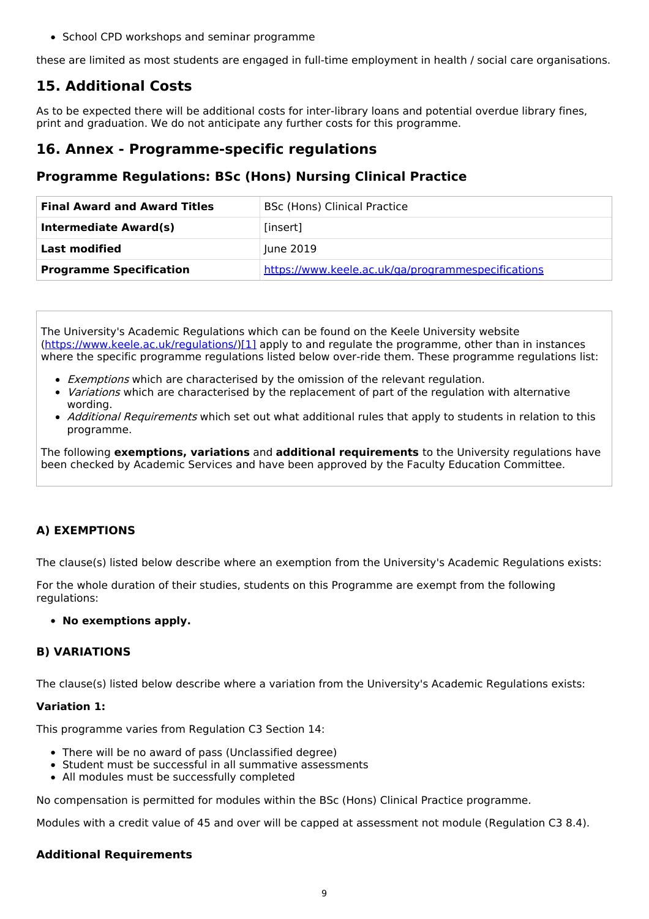- School CPD workshops and seminar programme

these are limited as most students are engaged in full-time employment in health / social care organisations.

## 15. Additional Costs

As to be expected there will be additional costs for inter-library loans and potential overdue library fines, print and graduation. We do not anticipate any further costs for this programme.

## 16. Annex - Programme-specific regulations

### Programme Regulations: BSc (Hons) Nursing Clinical Practice

| **Final Award and Award Titles** | BSc (Hons) Clinical Practice |
|---|---|
| **Intermediate Award(s)** | [insert] |
| **Last modified** | June 2019 |
| **Programme Specification** | https://www.keele.ac.uk/qa/programmespecifications |

The University's Academic Regulations which can be found on the Keele University website (https://www.keele.ac.uk/regulations/)[1] apply to and regulate the programme, other than in instances where the specific programme regulations listed below over-ride them. These programme regulations list:

- *Exemptions* which are characterised by the omission of the relevant regulation.
- *Variations* which are characterised by the replacement of part of the regulation with alternative wording.
- *Additional Requirements* which set out what additional rules that apply to students in relation to this programme.

The following **exemptions, variations** and **additional requirements** to the University regulations have been checked by Academic Services and have been approved by the Faculty Education Committee.

#### A) EXEMPTIONS

The clause(s) listed below describe where an exemption from the University's Academic Regulations exists:

For the whole duration of their studies, students on this Programme are exempt from the following regulations:

- **No exemptions apply.**

#### B) VARIATIONS

The clause(s) listed below describe where a variation from the University's Academic Regulations exists:

**Variation 1:**

This programme varies from Regulation C3 Section 14:

- There will be no award of pass (Unclassified degree)
- Student must be successful in all summative assessments
- All modules must be successfully completed

No compensation is permitted for modules within the BSc (Hons) Clinical Practice programme.

Modules with a credit value of 45 and over will be capped at assessment not module (Regulation C3 8.4).

#### Additional Requirements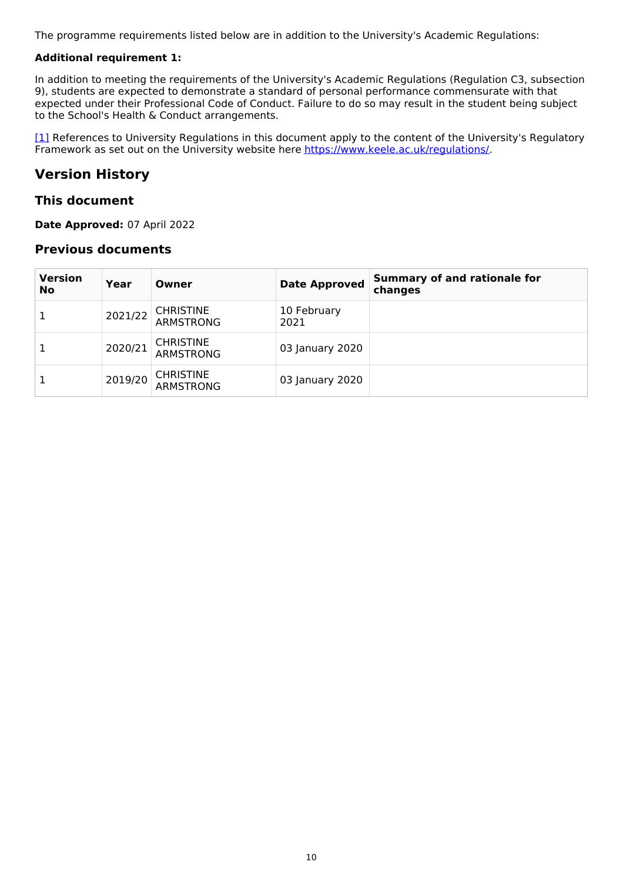The programme requirements listed below are in addition to the University's Academic Regulations:

**Additional requirement 1:**

In addition to meeting the requirements of the University's Academic Regulations (Regulation C3, subsection 9), students are expected to demonstrate a standard of personal performance commensurate with that expected under their Professional Code of Conduct. Failure to do so may result in the student being subject to the School's Health & Conduct arrangements.

[1] References to University Regulations in this document apply to the content of the University's Regulatory Framework as set out on the University website here https://www.keele.ac.uk/regulations/.

## Version History

### This document

**Date Approved:** 07 April 2022

### Previous documents

| Version No | Year | Owner | Date Approved | Summary of and rationale for changes |
|---|---|---|---|---|
| 1 | 2021/22 | CHRISTINE ARMSTRONG | 10 February 2021 | |
| 1 | 2020/21 | CHRISTINE ARMSTRONG | 03 January 2020 | |
| 1 | 2019/20 | CHRISTINE ARMSTRONG | 03 January 2020 | |